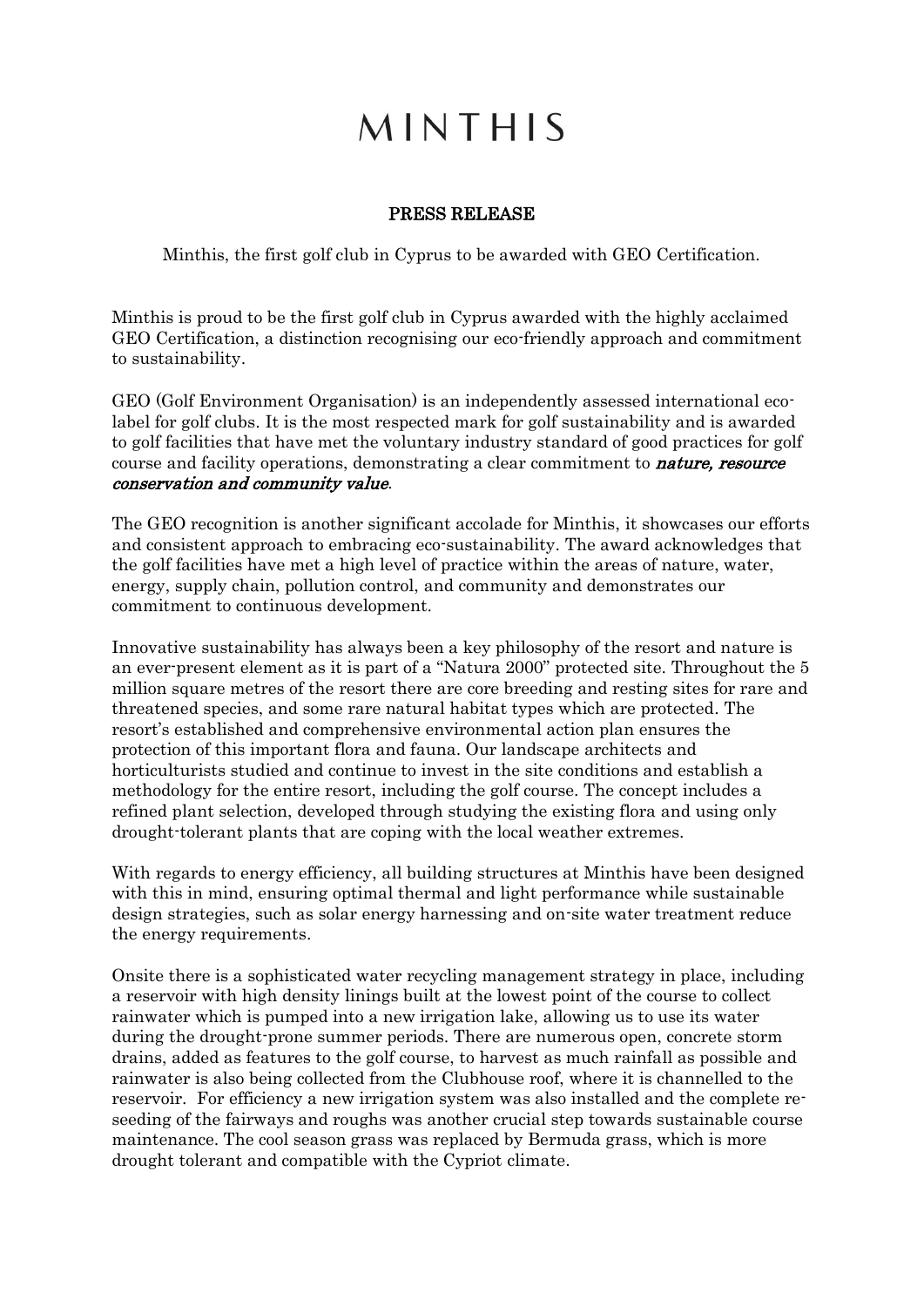# MINTHIS

## PRESS RELEASE

Minthis, the first golf club in Cyprus to be awarded with GEO Certification.

Minthis is proud to be the first golf club in Cyprus awarded with the highly acclaimed GEO Certification, a distinction recognising our eco-friendly approach and commitment to sustainability.

GEO (Golf Environment Organisation) is an independently assessed international eco-label for golf clubs. It is the most respected mark for golf sustainability and is awarded to golf facilities that have met the voluntary industry standard of good practices for golf course and facility operations, demonstrating a clear commitment to ***nature, resource conservation and community value***.

The GEO recognition is another significant accolade for Minthis, it showcases our efforts and consistent approach to embracing eco-sustainability. The award acknowledges that the golf facilities have met a high level of practice within the areas of nature, water, energy, supply chain, pollution control, and community and demonstrates our commitment to continuous development.

Innovative sustainability has always been a key philosophy of the resort and nature is an ever-present element as it is part of a "Natura 2000" protected site. Throughout the 5 million square metres of the resort there are core breeding and resting sites for rare and threatened species, and some rare natural habitat types which are protected. The resort's established and comprehensive environmental action plan ensures the protection of this important flora and fauna. Our landscape architects and horticulturists studied and continue to invest in the site conditions and establish a methodology for the entire resort, including the golf course. The concept includes a refined plant selection, developed through studying the existing flora and using only drought-tolerant plants that are coping with the local weather extremes.

With regards to energy efficiency, all building structures at Minthis have been designed with this in mind, ensuring optimal thermal and light performance while sustainable design strategies, such as solar energy harnessing and on-site water treatment reduce the energy requirements.

Onsite there is a sophisticated water recycling management strategy in place, including a reservoir with high density linings built at the lowest point of the course to collect rainwater which is pumped into a new irrigation lake, allowing us to use its water during the drought-prone summer periods. There are numerous open, concrete storm drains, added as features to the golf course, to harvest as much rainfall as possible and rainwater is also being collected from the Clubhouse roof, where it is channelled to the reservoir. For efficiency a new irrigation system was also installed and the complete re-seeding of the fairways and roughs was another crucial step towards sustainable course maintenance. The cool season grass was replaced by Bermuda grass, which is more drought tolerant and compatible with the Cypriot climate.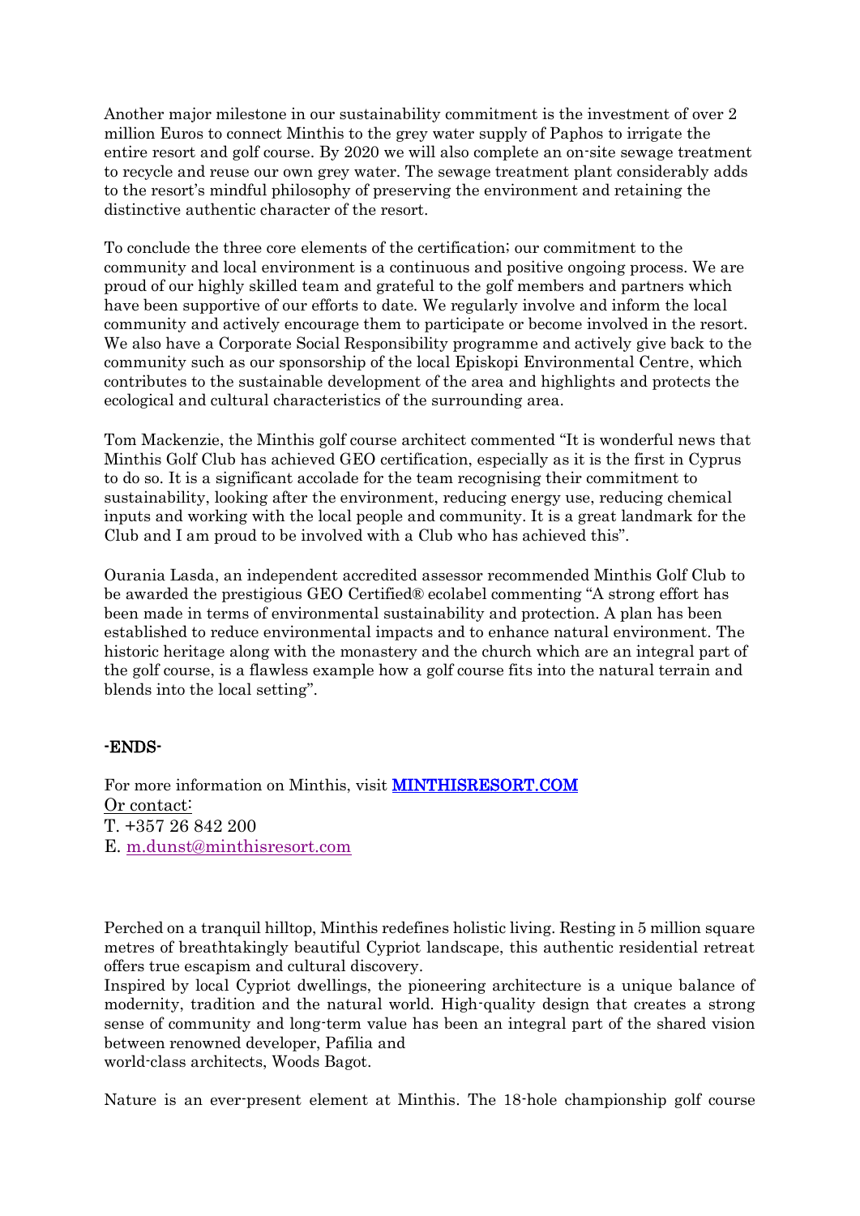Another major milestone in our sustainability commitment is the investment of over 2 million Euros to connect Minthis to the grey water supply of Paphos to irrigate the entire resort and golf course. By 2020 we will also complete an on-site sewage treatment to recycle and reuse our own grey water. The sewage treatment plant considerably adds to the resort's mindful philosophy of preserving the environment and retaining the distinctive authentic character of the resort.

To conclude the three core elements of the certification; our commitment to the community and local environment is a continuous and positive ongoing process. We are proud of our highly skilled team and grateful to the golf members and partners which have been supportive of our efforts to date. We regularly involve and inform the local community and actively encourage them to participate or become involved in the resort. We also have a Corporate Social Responsibility programme and actively give back to the community such as our sponsorship of the local Episkopi Environmental Centre, which contributes to the sustainable development of the area and highlights and protects the ecological and cultural characteristics of the surrounding area.

Tom Mackenzie, the Minthis golf course architect commented "It is wonderful news that Minthis Golf Club has achieved GEO certification, especially as it is the first in Cyprus to do so. It is a significant accolade for the team recognising their commitment to sustainability, looking after the environment, reducing energy use, reducing chemical inputs and working with the local people and community. It is a great landmark for the Club and I am proud to be involved with a Club who has achieved this".

Ourania Lasda, an independent accredited assessor recommended Minthis Golf Club to be awarded the prestigious GEO Certified® ecolabel commenting "A strong effort has been made in terms of environmental sustainability and protection. A plan has been established to reduce environmental impacts and to enhance natural environment. The historic heritage along with the monastery and the church which are an integral part of the golf course, is a flawless example how a golf course fits into the natural terrain and blends into the local setting".

**-ENDS-**

For more information on Minthis, visit **[MINTHISRESORT.COM](http://MINTHISRESORT.COM)**
Or contact:
T. +357 26 842 200
E. m.dunst@minthisresort.com

Perched on a tranquil hilltop, Minthis redefines holistic living. Resting in 5 million square metres of breathtakingly beautiful Cypriot landscape, this authentic residential retreat offers true escapism and cultural discovery.
Inspired by local Cypriot dwellings, the pioneering architecture is a unique balance of modernity, tradition and the natural world. High-quality design that creates a strong sense of community and long-term value has been an integral part of the shared vision between renowned developer, Pafilia and
world-class architects, Woods Bagot.

Nature is an ever-present element at Minthis. The 18-hole championship golf course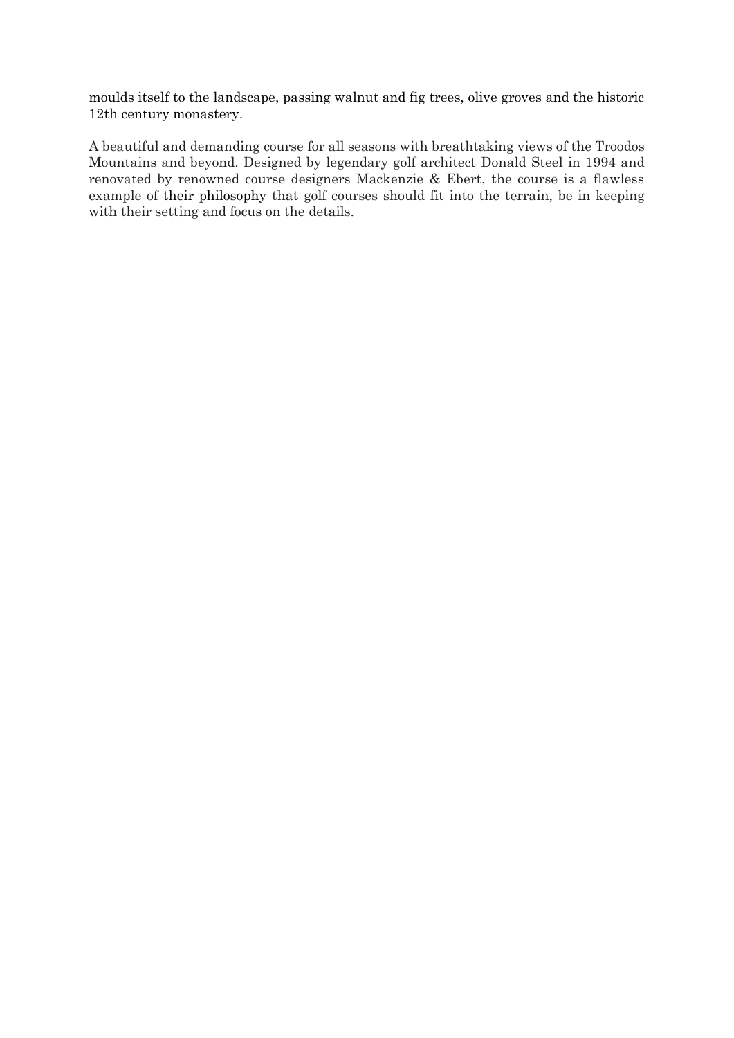moulds itself to the landscape, passing walnut and fig trees, olive groves and the historic 12th century monastery.

A beautiful and demanding course for all seasons with breathtaking views of the Troodos Mountains and beyond. Designed by legendary golf architect Donald Steel in 1994 and renovated by renowned course designers Mackenzie & Ebert, the course is a flawless example of their philosophy that golf courses should fit into the terrain, be in keeping with their setting and focus on the details.